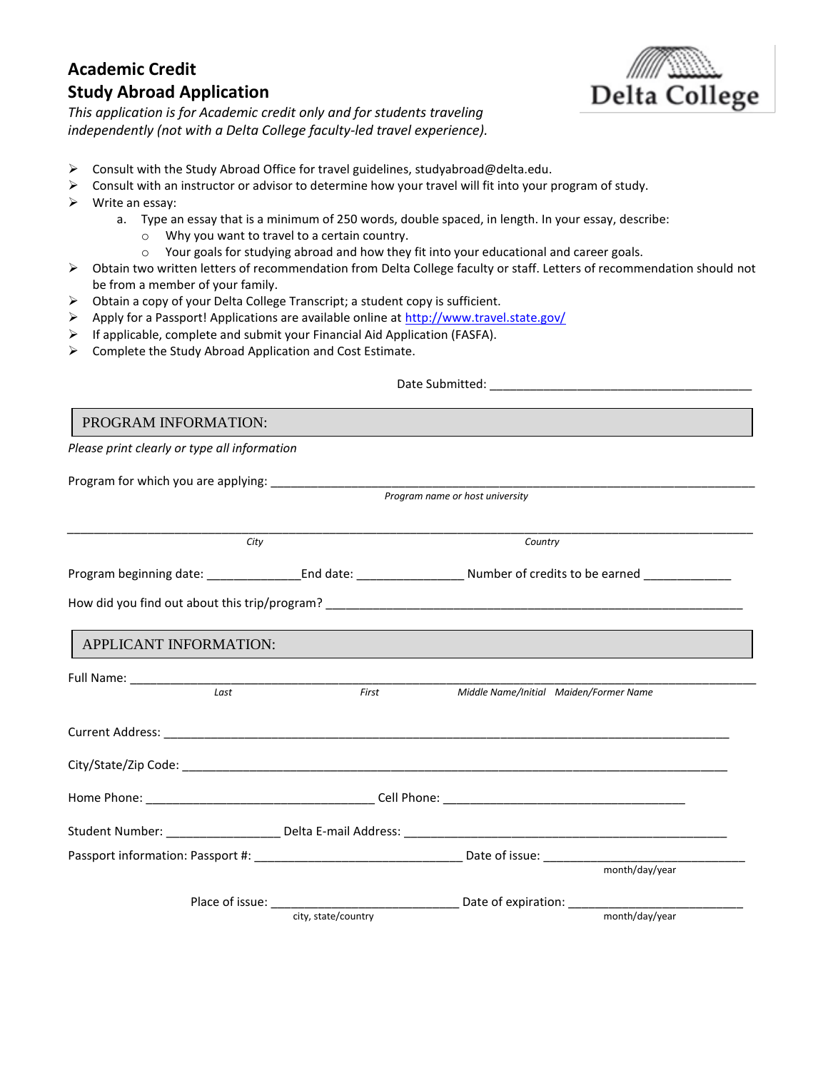# Academic Credit
# Study Abroad Application

*This application is for Academic credit only and for students traveling independently (not with a Delta College faculty-led travel experience).*

Delta College

- Consult with the Study Abroad Office for travel guidelines, studyabroad@delta.edu.
- Consult with an instructor or advisor to determine how your travel will fit into your program of study.
- Write an essay:
    a. Type an essay that is a minimum of 250 words, double spaced, in length. In your essay, describe:
        - Why you want to travel to a certain country.
        - Your goals for studying abroad and how they fit into your educational and career goals.
- Obtain two written letters of recommendation from Delta College faculty or staff. Letters of recommendation should not be from a member of your family.
- Obtain a copy of your Delta College Transcript; a student copy is sufficient.
- Apply for a Passport! Applications are available online at http://www.travel.state.gov/
- If applicable, complete and submit your Financial Aid Application (FASFA).
- Complete the Study Abroad Application and Cost Estimate.

Date Submitted: ________________________________________

## PROGRAM INFORMATION:

*Please print clearly or type all information*

Program for which you are applying: ________________________________________________
*Program name or host university*

________________________________________________________________________________
*City* *Country*

Program beginning date: ______________ End date: ________________ Number of credits to be earned _____________

How did you find out about this trip/program? ___________________________________________

## APPLICANT INFORMATION:

Full Name: ________________________________________________________________________
*Last* *First* *Middle Name/Initial* *Maiden/Former Name*

Current Address: ___________________________________________________________________

City/State/Zip Code: ________________________________________________________________

Home Phone: _________________________________ Cell Phone: ___________________________________

Student Number: ________________ Delta E-mail Address: _________________________________________

Passport information: Passport #: ______________________________ Date of issue: ____________________________
month/day/year

Place of issue: ___________________________ Date of expiration: _________________________
city, state/country month/day/year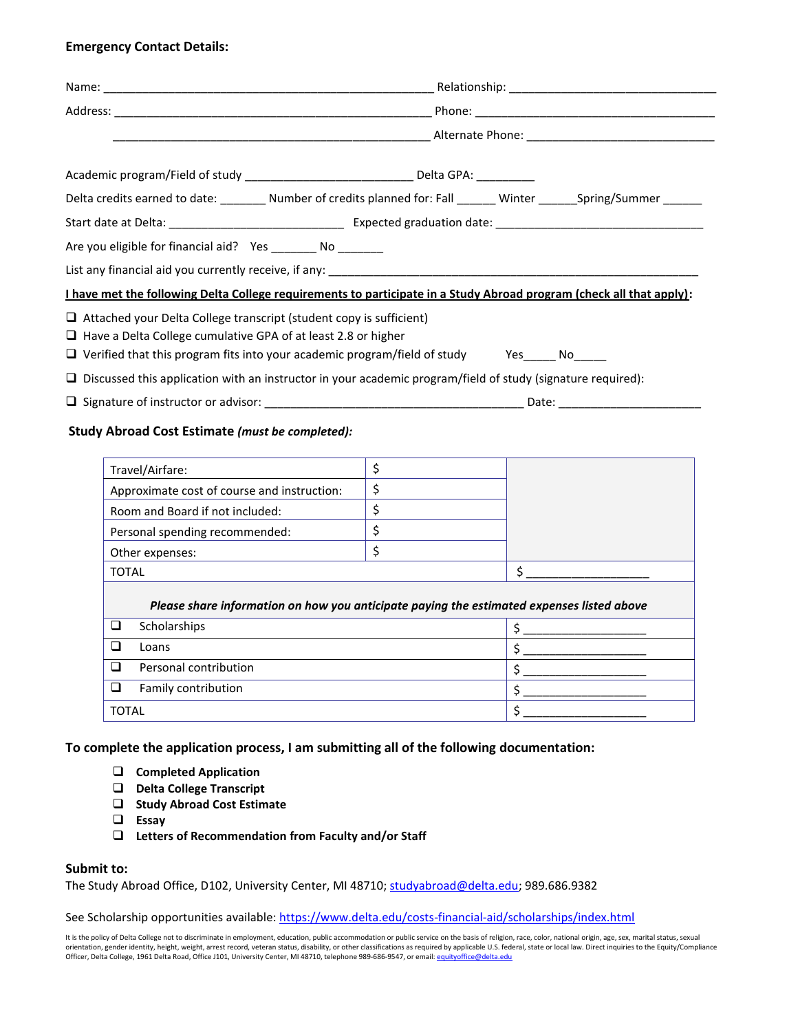**Emergency Contact Details:**

Name: ______________________________________________ Relationship: ______________________________

Address: ______________________________________________ Phone: ____________________________________

______________________________________________ Alternate Phone: __________________________

Academic program/Field of study ________________________ Delta GPA: ________

Delta credits earned to date: _______ Number of credits planned for: Fall ______ Winter ______Spring/Summer ______

Start date at Delta: __________________________ Expected graduation date: ______________________________

Are you eligible for financial aid? Yes _______ No _______

List any financial aid you currently receive, if any: ________________________________________________________

**I have met the following Delta College requirements to participate in a Study Abroad program (check all that apply):**

- ❑ Attached your Delta College transcript (student copy is sufficient)
- ❑ Have a Delta College cumulative GPA of at least 2.8 or higher
- ❑ Verified that this program fits into your academic program/field of study Yes_____ No_____
- ❑ Discussed this application with an instructor in your academic program/field of study (signature required):
- ❑ Signature of instructor or advisor: ______________________________________ Date: ____________________

**Study Abroad Cost Estimate *(must be completed):***

| | | |
|---|---|---|
| Travel/Airfare: | $ | |
| Approximate cost of course and instruction: | $ | |
| Room and Board if not included: | $ | |
| Personal spending recommended: | $ | |
| Other expenses: | $ | |
| TOTAL | | $ __________________ |
| ***Please share information on how you anticipate paying the estimated expenses listed above*** | | |
| ❑ Scholarships | | $ __________________ |
| ❑ Loans | | $ __________________ |
| ❑ Personal contribution | | $ __________________ |
| ❑ Family contribution | | $ __________________ |
| TOTAL | | $ __________________ |

**To complete the application process, I am submitting all of the following documentation:**

- ❑ **Completed Application**
- ❑ **Delta College Transcript**
- ❑ **Study Abroad Cost Estimate**
- ❑ **Essay**
- ❑ **Letters of Recommendation from Faculty and/or Staff**

**Submit to:**

The Study Abroad Office, D102, University Center, MI 48710; studyabroad@delta.edu; 989.686.9382

See Scholarship opportunities available: https://www.delta.edu/costs-financial-aid/scholarships/index.html

It is the policy of Delta College not to discriminate in employment, education, public accommodation or public service on the basis of religion, race, color, national origin, age, sex, marital status, sexual orientation, gender identity, height, weight, arrest record, veteran status, disability, or other classifications as required by applicable U.S. federal, state or local law. Direct inquiries to the Equity/Compliance Officer, Delta College, 1961 Delta Road, Office J101, University Center, MI 48710, telephone 989-686-9547, or email: equityoffice@delta.edu